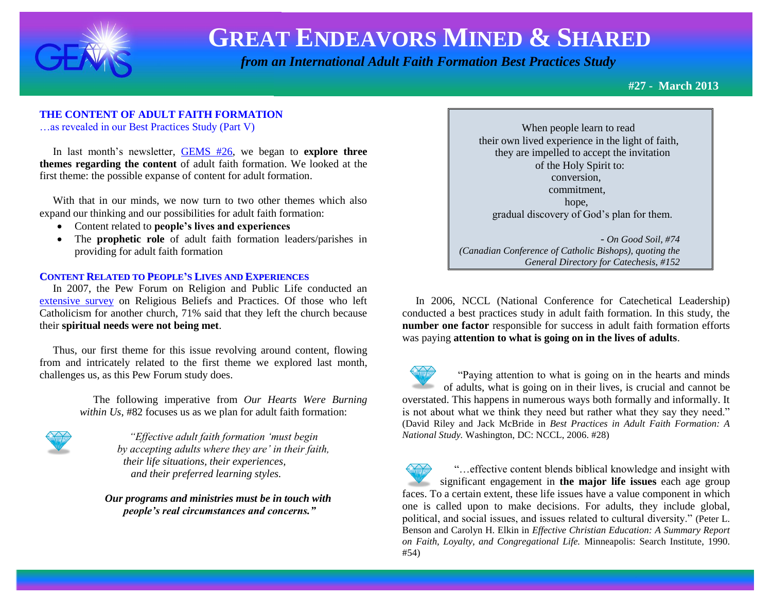# GREAT ENDEAVORS MINED & SHARED

*from an International Adult Faith Formation Best Practices Study*

**#27 - March 2013**

## THE CONTENT OF ADULT FAITH FORMATION

…as revealed in our Best Practices Study (Part V)

In last month's newsletter, GEMS #26, we began to **explore three themes regarding the content** of adult faith formation. We looked at the first theme: the possible expanse of content for adult formation.

With that in our minds, we now turn to two other themes which also expand our thinking and our possibilities for adult faith formation:

- Content related to **people's lives and experiences**
- The **prophetic role** of adult faith formation leaders/parishes in providing for adult faith formation

### CONTENT RELATED TO PEOPLE'S LIVES AND EXPERIENCES

In 2007, the Pew Forum on Religion and Public Life conducted an extensive survey on Religious Beliefs and Practices. Of those who left Catholicism for another church, 71% said that they left the church because their **spiritual needs were not being met**.

Thus, our first theme for this issue revolving around content, flowing from and intricately related to the first theme we explored last month, challenges us, as this Pew Forum study does.

The following imperative from *Our Hearts Were Burning within Us*, #82 focuses us as we plan for adult faith formation:

*"Effective adult faith formation 'must begin by accepting adults where they are' in their faith, their life situations, their experiences, and their preferred learning styles.*

***Our programs and ministries must be in touch with people's real circumstances and concerns."***

> When people learn to read
> their own lived experience in the light of faith,
> they are impelled to accept the invitation
> of the Holy Spirit to:
> conversion,
> commitment,
> hope,
> gradual discovery of God's plan for them.
>
> - *On Good Soil, #74*
> *(Canadian Conference of Catholic Bishops), quoting the General Directory for Catechesis, #152*

In 2006, NCCL (National Conference for Catechetical Leadership) conducted a best practices study in adult faith formation. In this study, the **number one factor** responsible for success in adult faith formation efforts was paying **attention to what is going on in the lives of adults**.

"Paying attention to what is going on in the hearts and minds of adults, what is going on in their lives, is crucial and cannot be overstated. This happens in numerous ways both formally and informally. It is not about what we think they need but rather what they say they need." (David Riley and Jack McBride in *Best Practices in Adult Faith Formation: A National Study.* Washington, DC: NCCL, 2006. #28)

"…effective content blends biblical knowledge and insight with significant engagement in **the major life issues** each age group faces. To a certain extent, these life issues have a value component in which one is called upon to make decisions. For adults, they include global, political, and social issues, and issues related to cultural diversity." (Peter L. Benson and Carolyn H. Elkin in *Effective Christian Education: A Summary Report on Faith, Loyalty, and Congregational Life.* Minneapolis: Search Institute, 1990. #54)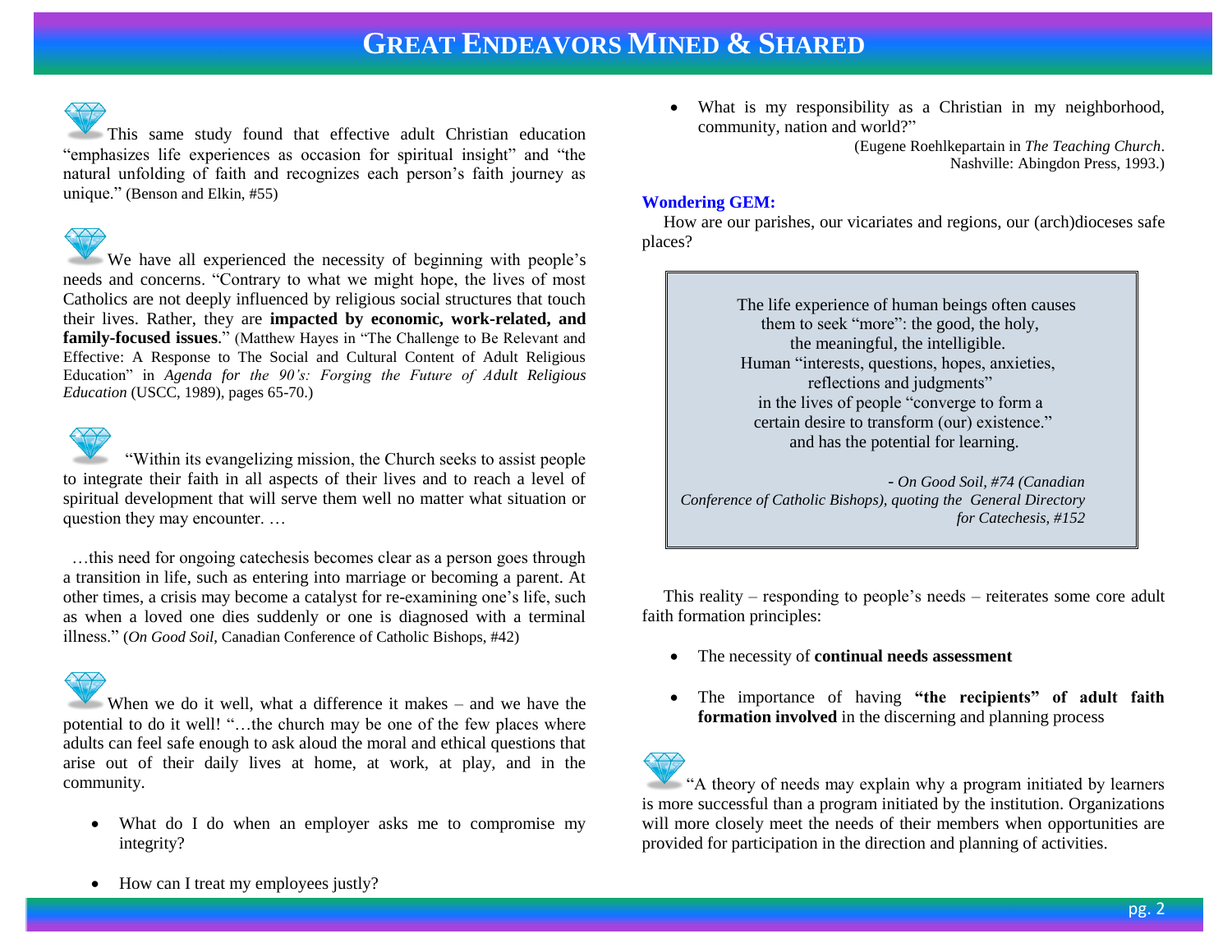This same study found that effective adult Christian education "emphasizes life experiences as occasion for spiritual insight" and "the natural unfolding of faith and recognizes each person's faith journey as unique." (Benson and Elkin, #55)

We have all experienced the necessity of beginning with people's needs and concerns. "Contrary to what we might hope, the lives of most Catholics are not deeply influenced by religious social structures that touch their lives. Rather, they are **impacted by economic, work-related, and family-focused issues**." (Matthew Hayes in "The Challenge to Be Relevant and Effective: A Response to The Social and Cultural Content of Adult Religious Education" in *Agenda for the 90's: Forging the Future of Adult Religious Education* (USCC, 1989), pages 65-70.)

"Within its evangelizing mission, the Church seeks to assist people to integrate their faith in all aspects of their lives and to reach a level of spiritual development that will serve them well no matter what situation or question they may encounter. …

…this need for ongoing catechesis becomes clear as a person goes through a transition in life, such as entering into marriage or becoming a parent. At other times, a crisis may become a catalyst for re-examining one's life, such as when a loved one dies suddenly or one is diagnosed with a terminal illness." (*On Good Soil*, Canadian Conference of Catholic Bishops, #42)

When we do it well, what a difference it makes – and we have the potential to do it well! "…the church may be one of the few places where adults can feel safe enough to ask aloud the moral and ethical questions that arise out of their daily lives at home, at work, at play, and in the community.

- What do I do when an employer asks me to compromise my integrity?
- How can I treat my employees justly?
- What is my responsibility as a Christian in my neighborhood, community, nation and world?"

(Eugene Roehlkepartain in *The Teaching Church*. Nashville: Abingdon Press, 1993.)

**Wondering GEM:**

How are our parishes, our vicariates and regions, our (arch)dioceses safe places?

> The life experience of human beings often causes them to seek "more": the good, the holy, the meaningful, the intelligible. Human "interests, questions, hopes, anxieties, reflections and judgments" in the lives of people "converge to form a certain desire to transform (our) existence." and has the potential for learning.
>
> - *On Good Soil, #74 (Canadian Conference of Catholic Bishops), quoting the General Directory for Catechesis, #152*

This reality – responding to people's needs – reiterates some core adult faith formation principles:

- The necessity of **continual needs assessment**
- The importance of having **"the recipients" of adult faith formation involved** in the discerning and planning process

"A theory of needs may explain why a program initiated by learners is more successful than a program initiated by the institution. Organizations will more closely meet the needs of their members when opportunities are provided for participation in the direction and planning of activities.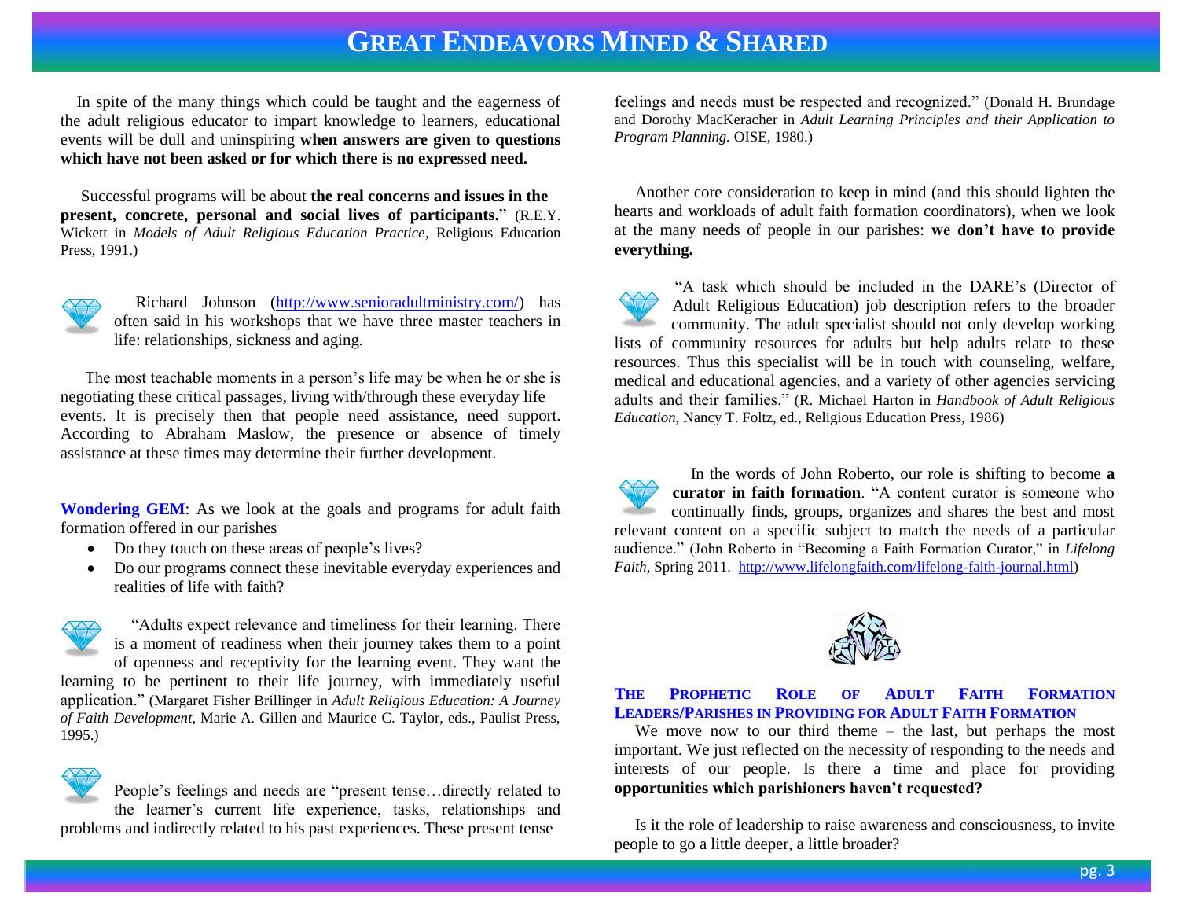In spite of the many things which could be taught and the eagerness of the adult religious educator to impart knowledge to learners, educational events will be dull and uninspiring **when answers are given to questions which have not been asked or for which there is no expressed need.**

Successful programs will be about **the real concerns and issues in the present, concrete, personal and social lives of participants.**" (R.E.Y. Wickett in *Models of Adult Religious Education Practice*, Religious Education Press, 1991.)

Richard Johnson (http://www.senioradultministry.com/) has often said in his workshops that we have three master teachers in life: relationships, sickness and aging.

The most teachable moments in a person's life may be when he or she is negotiating these critical passages, living with/through these everyday life events. It is precisely then that people need assistance, need support. According to Abraham Maslow, the presence or absence of timely assistance at these times may determine their further development.

**Wondering GEM**: As we look at the goals and programs for adult faith formation offered in our parishes

- Do they touch on these areas of people's lives?
- Do our programs connect these inevitable everyday experiences and realities of life with faith?

"Adults expect relevance and timeliness for their learning. There is a moment of readiness when their journey takes them to a point of openness and receptivity for the learning event. They want the learning to be pertinent to their life journey, with immediately useful application." (Margaret Fisher Brillinger in *Adult Religious Education: A Journey of Faith Development*, Marie A. Gillen and Maurice C. Taylor, eds., Paulist Press, 1995.)

People's feelings and needs are "present tense…directly related to the learner's current life experience, tasks, relationships and problems and indirectly related to his past experiences. These present tense feelings and needs must be respected and recognized." (Donald H. Brundage and Dorothy MacKeracher in *Adult Learning Principles and their Application to Program Planning.* OISE, 1980.)

Another core consideration to keep in mind (and this should lighten the hearts and workloads of adult faith formation coordinators), when we look at the many needs of people in our parishes: **we don't have to provide everything.**

"A task which should be included in the DARE's (Director of Adult Religious Education) job description refers to the broader community. The adult specialist should not only develop working lists of community resources for adults but help adults relate to these resources. Thus this specialist will be in touch with counseling, welfare, medical and educational agencies, and a variety of other agencies servicing adults and their families." (R. Michael Harton in *Handbook of Adult Religious Education*, Nancy T. Foltz, ed., Religious Education Press, 1986)

In the words of John Roberto, our role is shifting to become **a curator in faith formation**. "A content curator is someone who continually finds, groups, organizes and shares the best and most relevant content on a specific subject to match the needs of a particular audience." (John Roberto in "Becoming a Faith Formation Curator," in *Lifelong Faith*, Spring 2011. http://www.lifelongfaith.com/lifelong-faith-journal.html)

## THE PROPHETIC ROLE OF ADULT FAITH FORMATION LEADERS/PARISHES IN PROVIDING FOR ADULT FAITH FORMATION

We move now to our third theme – the last, but perhaps the most important. We just reflected on the necessity of responding to the needs and interests of our people. Is there a time and place for providing **opportunities which parishioners haven't requested?**

Is it the role of leadership to raise awareness and consciousness, to invite people to go a little deeper, a little broader?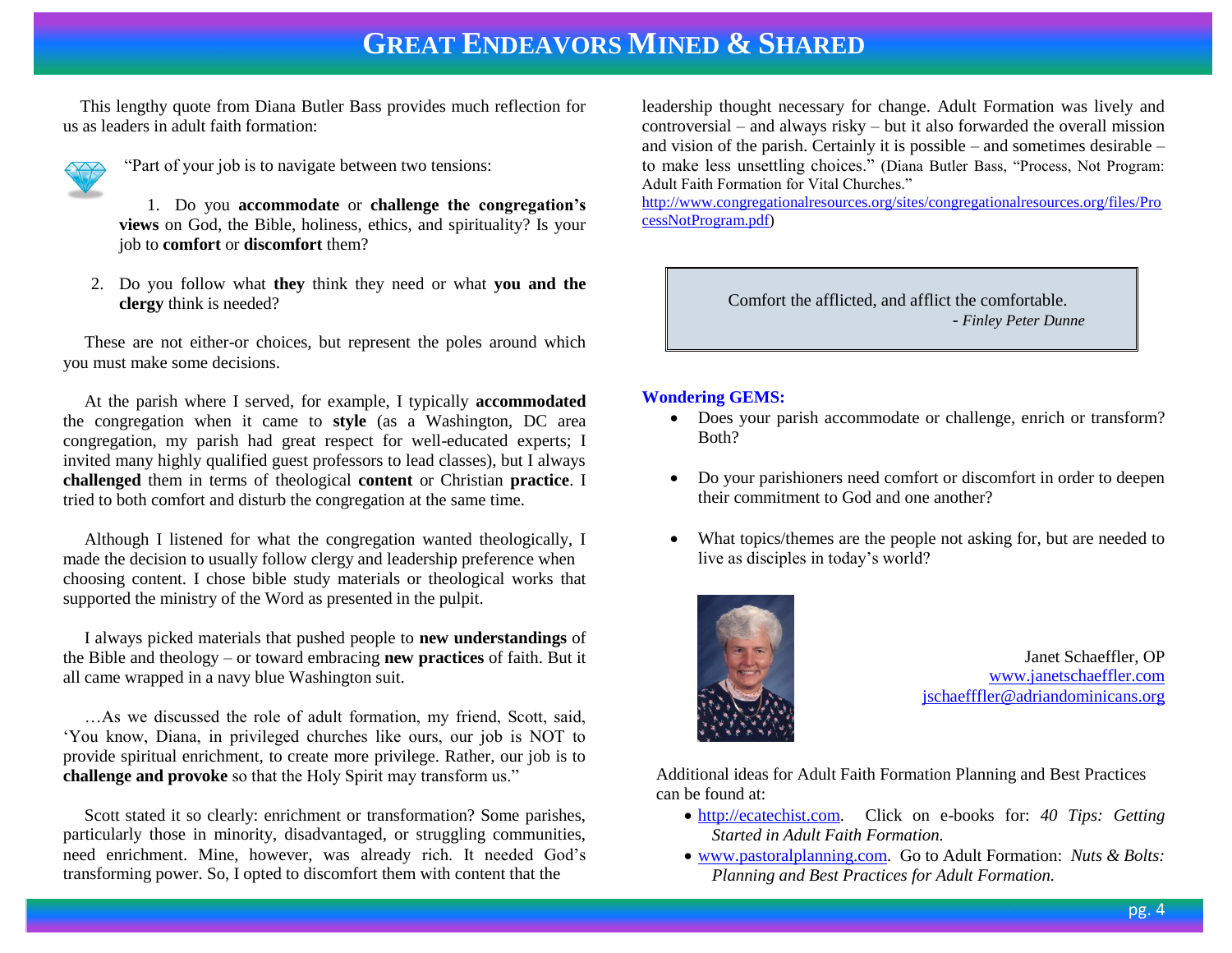# GREAT ENDEAVORS MINED & SHARED

This lengthy quote from Diana Butler Bass provides much reflection for us as leaders in adult faith formation:

"Part of your job is to navigate between two tensions:

1. Do you **accommodate** or **challenge the congregation's views** on God, the Bible, holiness, ethics, and spirituality? Is your job to **comfort** or **discomfort** them?

2. Do you follow what **they** think they need or what **you and the clergy** think is needed?

These are not either-or choices, but represent the poles around which you must make some decisions.

At the parish where I served, for example, I typically **accommodated** the congregation when it came to **style** (as a Washington, DC area congregation, my parish had great respect for well-educated experts; I invited many highly qualified guest professors to lead classes), but I always **challenged** them in terms of theological **content** or Christian **practice**. I tried to both comfort and disturb the congregation at the same time.

Although I listened for what the congregation wanted theologically, I made the decision to usually follow clergy and leadership preference when choosing content. I chose bible study materials or theological works that supported the ministry of the Word as presented in the pulpit.

I always picked materials that pushed people to **new understandings** of the Bible and theology – or toward embracing **new practices** of faith. But it all came wrapped in a navy blue Washington suit.

…As we discussed the role of adult formation, my friend, Scott, said, 'You know, Diana, in privileged churches like ours, our job is NOT to provide spiritual enrichment, to create more privilege. Rather, our job is to **challenge and provoke** so that the Holy Spirit may transform us."

Scott stated it so clearly: enrichment or transformation? Some parishes, particularly those in minority, disadvantaged, or struggling communities, need enrichment. Mine, however, was already rich. It needed God's transforming power. So, I opted to discomfort them with content that the leadership thought necessary for change. Adult Formation was lively and controversial – and always risky – but it also forwarded the overall mission and vision of the parish. Certainly it is possible – and sometimes desirable – to make less unsettling choices." (Diana Butler Bass, "Process, Not Program: Adult Faith Formation for Vital Churches." http://www.congregationalresources.org/sites/congregationalresources.org/files/ProcessNotProgram.pdf)

> Comfort the afflicted, and afflict the comfortable.
> *- Finley Peter Dunne*

**Wondering GEMS:**

- Does your parish accommodate or challenge, enrich or transform? Both?
- Do your parishioners need comfort or discomfort in order to deepen their commitment to God and one another?
- What topics/themes are the people not asking for, but are needed to live as disciples in today's world?

Janet Schaeffler, OP
www.janetschaeffler.com
jschaefffler@adriandominicans.org

Additional ideas for Adult Faith Formation Planning and Best Practices can be found at:

- http://ecatechist.com. Click on e-books for: *40 Tips: Getting Started in Adult Faith Formation.*
- www.pastoralplanning.com. Go to Adult Formation: *Nuts & Bolts: Planning and Best Practices for Adult Formation.*